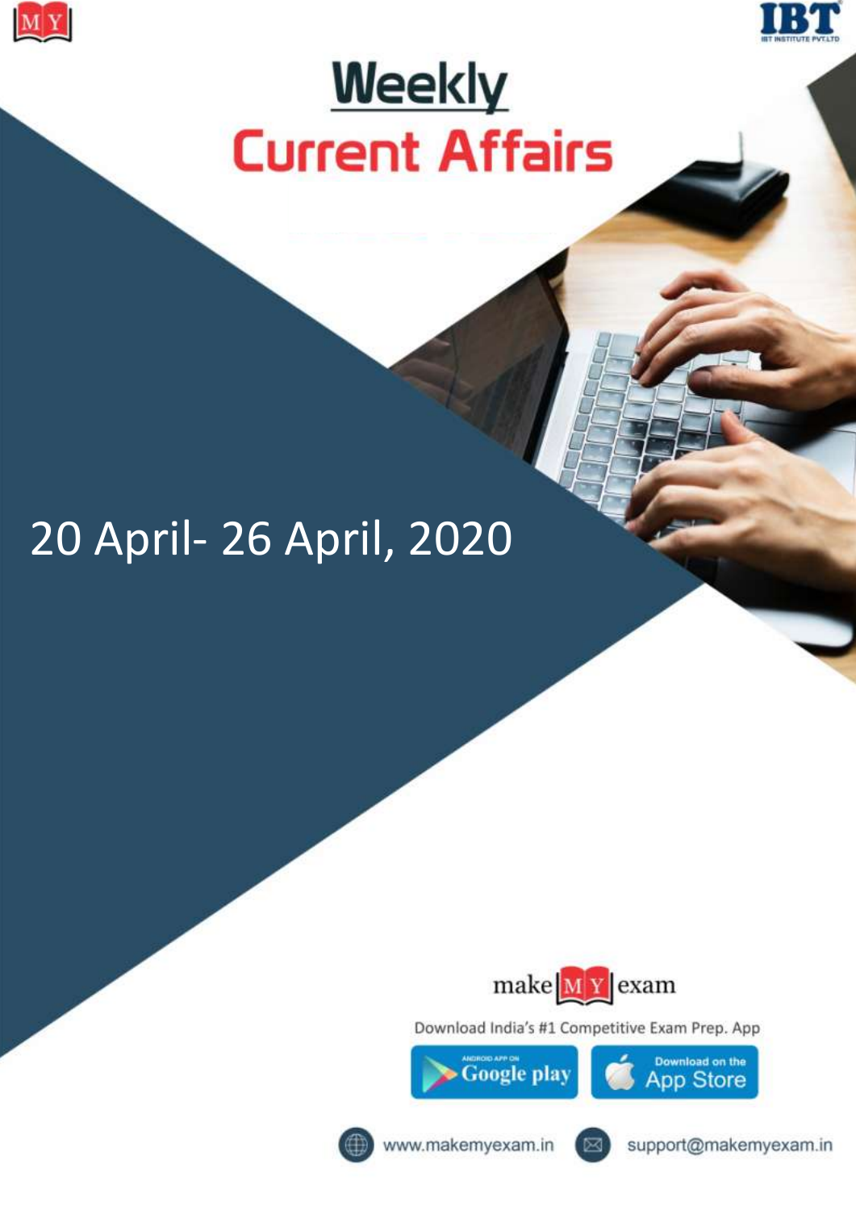# Weekly Current Affairs

20 April- 26 April, 2020

make MY exam

Download India's #1 Competitive Exam Prep. App

Google play | App Store

www.makemyexam.in

support@makemyexam.in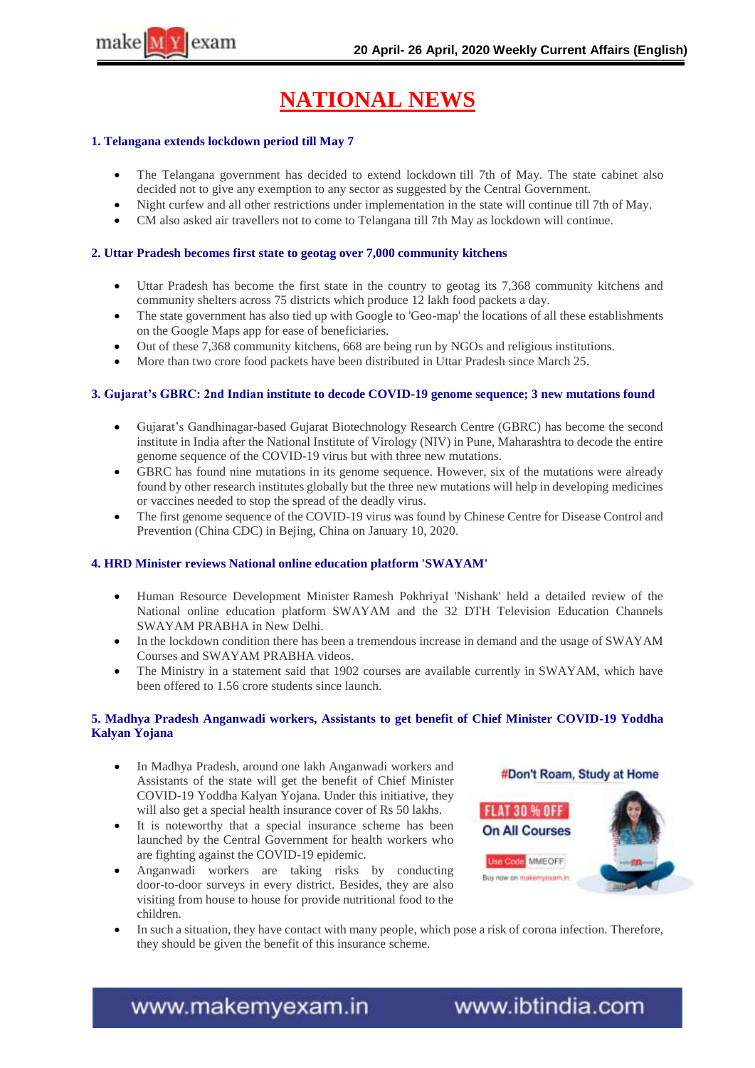# NATIONAL NEWS

### 1. Telangana extends lockdown period till May 7

- The Telangana government has decided to extend lockdown till 7th of May. The state cabinet also decided not to give any exemption to any sector as suggested by the Central Government.
- Night curfew and all other restrictions under implementation in the state will continue till 7th of May.
- CM also asked air travellers not to come to Telangana till 7th May as lockdown will continue.

### 2. Uttar Pradesh becomes first state to geotag over 7,000 community kitchens

- Uttar Pradesh has become the first state in the country to geotag its 7,368 community kitchens and community shelters across 75 districts which produce 12 lakh food packets a day.
- The state government has also tied up with Google to 'Geo-map' the locations of all these establishments on the Google Maps app for ease of beneficiaries.
- Out of these 7,368 community kitchens, 668 are being run by NGOs and religious institutions.
- More than two crore food packets have been distributed in Uttar Pradesh since March 25.

### 3. Gujarat's GBRC: 2nd Indian institute to decode COVID-19 genome sequence; 3 new mutations found

- Gujarat's Gandhinagar-based Gujarat Biotechnology Research Centre (GBRC) has become the second institute in India after the National Institute of Virology (NIV) in Pune, Maharashtra to decode the entire genome sequence of the COVID-19 virus but with three new mutations.
- GBRC has found nine mutations in its genome sequence. However, six of the mutations were already found by other research institutes globally but the three new mutations will help in developing medicines or vaccines needed to stop the spread of the deadly virus.
- The first genome sequence of the COVID-19 virus was found by Chinese Centre for Disease Control and Prevention (China CDC) in Bejing, China on January 10, 2020.

### 4. HRD Minister reviews National online education platform 'SWAYAM'

- Human Resource Development Minister Ramesh Pokhriyal 'Nishank' held a detailed review of the National online education platform SWAYAM and the 32 DTH Television Education Channels SWAYAM PRABHA in New Delhi.
- In the lockdown condition there has been a tremendous increase in demand and the usage of SWAYAM Courses and SWAYAM PRABHA videos.
- The Ministry in a statement said that 1902 courses are available currently in SWAYAM, which have been offered to 1.56 crore students since launch.

### 5. Madhya Pradesh Anganwadi workers, Assistants to get benefit of Chief Minister COVID-19 Yoddha Kalyan Yojana

- In Madhya Pradesh, around one lakh Anganwadi workers and Assistants of the state will get the benefit of Chief Minister COVID-19 Yoddha Kalyan Yojana. Under this initiative, they will also get a special health insurance cover of Rs 50 lakhs.
- It is noteworthy that a special insurance scheme has been launched by the Central Government for health workers who are fighting against the COVID-19 epidemic.
- Anganwadi workers are taking risks by conducting door-to-door surveys in every district. Besides, they are also visiting from house to house for provide nutritional food to the children.
- In such a situation, they have contact with many people, which pose a risk of corona infection. Therefore, they should be given the benefit of this insurance scheme.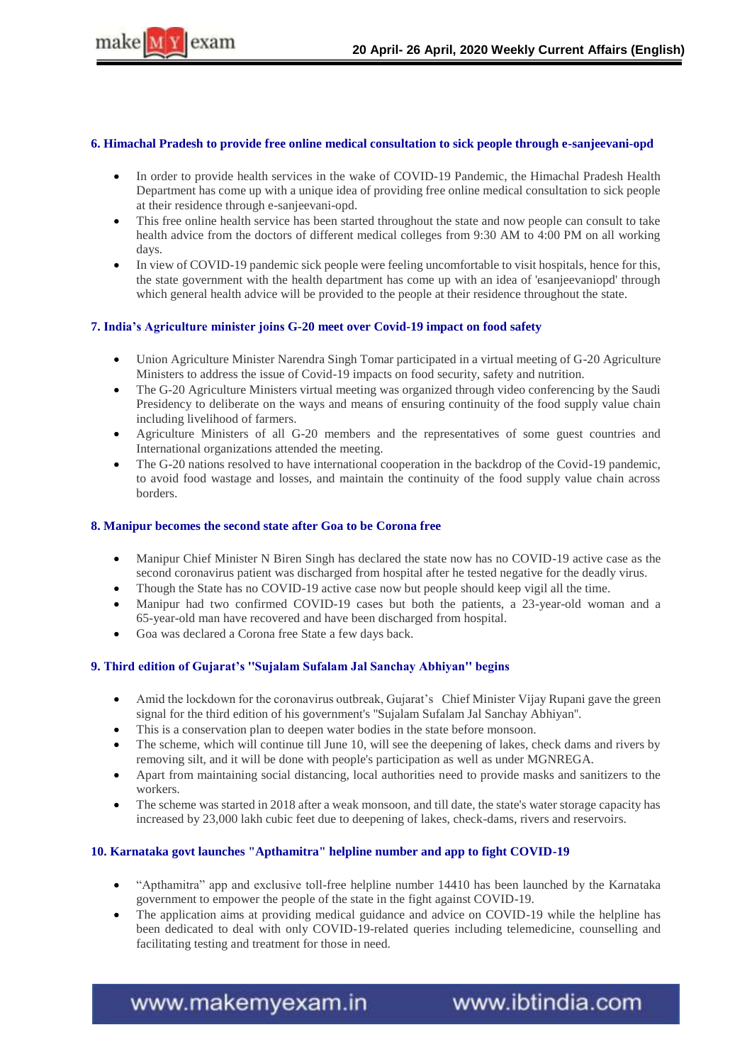### 6. Himachal Pradesh to provide free online medical consultation to sick people through e-sanjeevani-opd

- In order to provide health services in the wake of COVID-19 Pandemic, the Himachal Pradesh Health Department has come up with a unique idea of providing free online medical consultation to sick people at their residence through e-sanjeevani-opd.
- This free online health service has been started throughout the state and now people can consult to take health advice from the doctors of different medical colleges from 9:30 AM to 4:00 PM on all working days.
- In view of COVID-19 pandemic sick people were feeling uncomfortable to visit hospitals, hence for this, the state government with the health department has come up with an idea of 'esanjeevaniopd' through which general health advice will be provided to the people at their residence throughout the state.

### 7. India's Agriculture minister joins G-20 meet over Covid-19 impact on food safety

- Union Agriculture Minister Narendra Singh Tomar participated in a virtual meeting of G-20 Agriculture Ministers to address the issue of Covid-19 impacts on food security, safety and nutrition.
- The G-20 Agriculture Ministers virtual meeting was organized through video conferencing by the Saudi Presidency to deliberate on the ways and means of ensuring continuity of the food supply value chain including livelihood of farmers.
- Agriculture Ministers of all G-20 members and the representatives of some guest countries and International organizations attended the meeting.
- The G-20 nations resolved to have international cooperation in the backdrop of the Covid-19 pandemic, to avoid food wastage and losses, and maintain the continuity of the food supply value chain across borders.

### 8. Manipur becomes the second state after Goa to be Corona free

- Manipur Chief Minister N Biren Singh has declared the state now has no COVID-19 active case as the second coronavirus patient was discharged from hospital after he tested negative for the deadly virus.
- Though the State has no COVID-19 active case now but people should keep vigil all the time.
- Manipur had two confirmed COVID-19 cases but both the patients, a 23-year-old woman and a 65-year-old man have recovered and have been discharged from hospital.
- Goa was declared a Corona free State a few days back.

### 9. Third edition of Gujarat's "Sujalam Sufalam Jal Sanchay Abhiyan" begins

- Amid the lockdown for the coronavirus outbreak, Gujarat's Chief Minister Vijay Rupani gave the green signal for the third edition of his government's "Sujalam Sufalam Jal Sanchay Abhiyan".
- This is a conservation plan to deepen water bodies in the state before monsoon.
- The scheme, which will continue till June 10, will see the deepening of lakes, check dams and rivers by removing silt, and it will be done with people's participation as well as under MGNREGA.
- Apart from maintaining social distancing, local authorities need to provide masks and sanitizers to the workers.
- The scheme was started in 2018 after a weak monsoon, and till date, the state's water storage capacity has increased by 23,000 lakh cubic feet due to deepening of lakes, check-dams, rivers and reservoirs.

### 10. Karnataka govt launches "Apthamitra" helpline number and app to fight COVID-19

- "Apthamitra" app and exclusive toll-free helpline number 14410 has been launched by the Karnataka government to empower the people of the state in the fight against COVID-19.
- The application aims at providing medical guidance and advice on COVID-19 while the helpline has been dedicated to deal with only COVID-19-related queries including telemedicine, counselling and facilitating testing and treatment for those in need.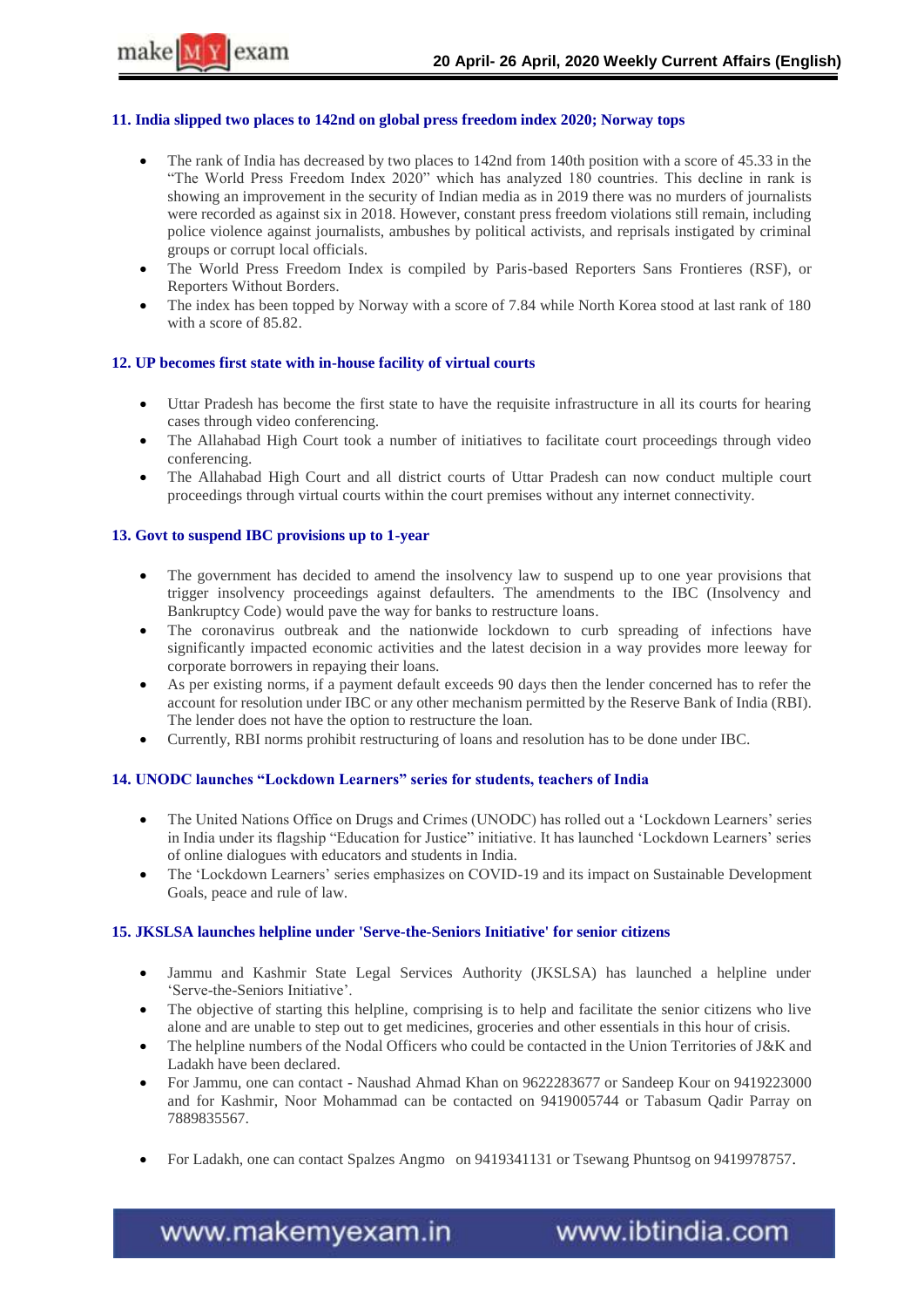### 11. India slipped two places to 142nd on global press freedom index 2020; Norway tops

- The rank of India has decreased by two places to 142nd from 140th position with a score of 45.33 in the "The World Press Freedom Index 2020" which has analyzed 180 countries. This decline in rank is showing an improvement in the security of Indian media as in 2019 there was no murders of journalists were recorded as against six in 2018. However, constant press freedom violations still remain, including police violence against journalists, ambushes by political activists, and reprisals instigated by criminal groups or corrupt local officials.
- The World Press Freedom Index is compiled by Paris-based Reporters Sans Frontieres (RSF), or Reporters Without Borders.
- The index has been topped by Norway with a score of 7.84 while North Korea stood at last rank of 180 with a score of 85.82.

### 12. UP becomes first state with in-house facility of virtual courts

- Uttar Pradesh has become the first state to have the requisite infrastructure in all its courts for hearing cases through video conferencing.
- The Allahabad High Court took a number of initiatives to facilitate court proceedings through video conferencing.
- The Allahabad High Court and all district courts of Uttar Pradesh can now conduct multiple court proceedings through virtual courts within the court premises without any internet connectivity.

### 13. Govt to suspend IBC provisions up to 1-year

- The government has decided to amend the insolvency law to suspend up to one year provisions that trigger insolvency proceedings against defaulters. The amendments to the IBC (Insolvency and Bankruptcy Code) would pave the way for banks to restructure loans.
- The coronavirus outbreak and the nationwide lockdown to curb spreading of infections have significantly impacted economic activities and the latest decision in a way provides more leeway for corporate borrowers in repaying their loans.
- As per existing norms, if a payment default exceeds 90 days then the lender concerned has to refer the account for resolution under IBC or any other mechanism permitted by the Reserve Bank of India (RBI). The lender does not have the option to restructure the loan.
- Currently, RBI norms prohibit restructuring of loans and resolution has to be done under IBC.

### 14. UNODC launches "Lockdown Learners" series for students, teachers of India

- The United Nations Office on Drugs and Crimes (UNODC) has rolled out a 'Lockdown Learners' series in India under its flagship "Education for Justice" initiative. It has launched 'Lockdown Learners' series of online dialogues with educators and students in India.
- The 'Lockdown Learners' series emphasizes on COVID-19 and its impact on Sustainable Development Goals, peace and rule of law.

### 15. JKSLSA launches helpline under 'Serve-the-Seniors Initiative' for senior citizens

- Jammu and Kashmir State Legal Services Authority (JKSLSA) has launched a helpline under 'Serve-the-Seniors Initiative'.
- The objective of starting this helpline, comprising is to help and facilitate the senior citizens who live alone and are unable to step out to get medicines, groceries and other essentials in this hour of crisis.
- The helpline numbers of the Nodal Officers who could be contacted in the Union Territories of J&K and Ladakh have been declared.
- For Jammu, one can contact - Naushad Ahmad Khan on 9622283677 or Sandeep Kour on 9419223000 and for Kashmir, Noor Mohammad can be contacted on 9419005744 or Tabasum Qadir Parray on 7889835567.
- For Ladakh, one can contact Spalzes Angmo on 9419341131 or Tsewang Phuntsog on 9419978757.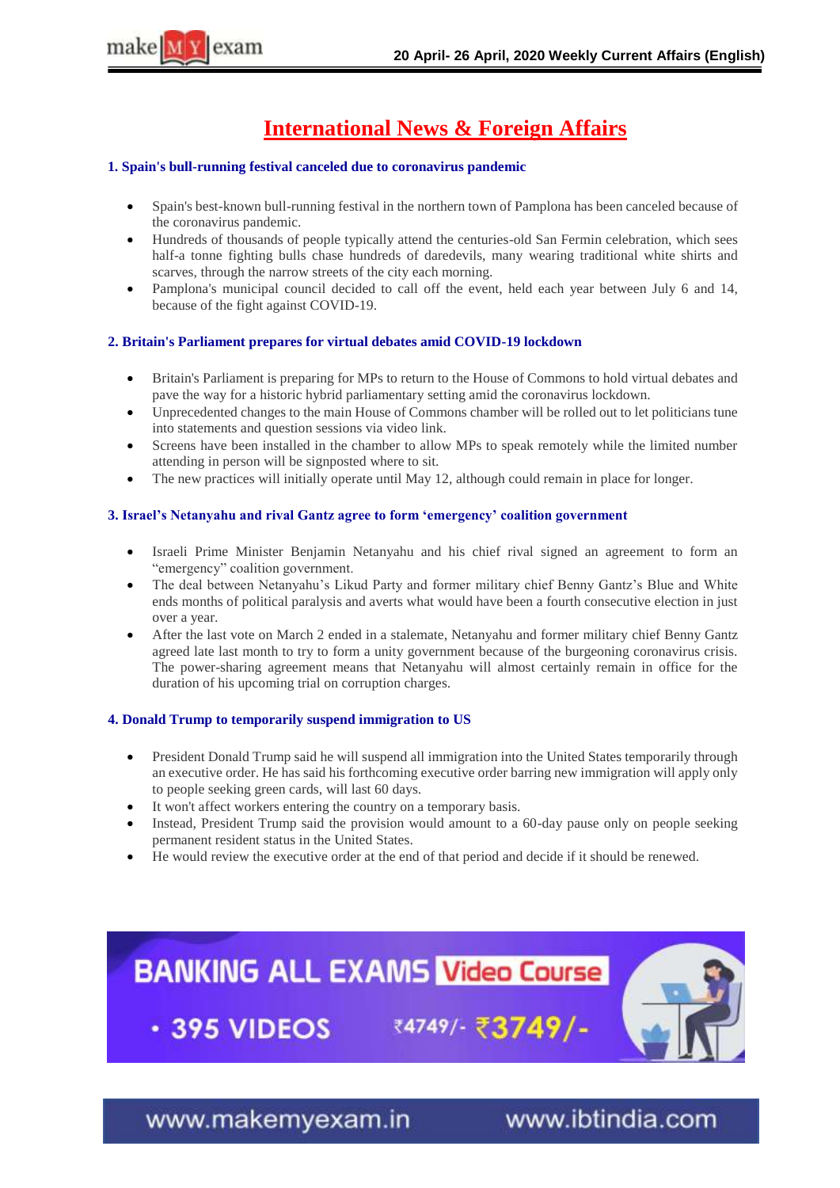# International News & Foreign Affairs

### 1. Spain's bull-running festival canceled due to coronavirus pandemic

- Spain's best-known bull-running festival in the northern town of Pamplona has been canceled because of the coronavirus pandemic.
- Hundreds of thousands of people typically attend the centuries-old San Fermin celebration, which sees half-a tonne fighting bulls chase hundreds of daredevils, many wearing traditional white shirts and scarves, through the narrow streets of the city each morning.
- Pamplona's municipal council decided to call off the event, held each year between July 6 and 14, because of the fight against COVID-19.

### 2. Britain's Parliament prepares for virtual debates amid COVID-19 lockdown

- Britain's Parliament is preparing for MPs to return to the House of Commons to hold virtual debates and pave the way for a historic hybrid parliamentary setting amid the coronavirus lockdown.
- Unprecedented changes to the main House of Commons chamber will be rolled out to let politicians tune into statements and question sessions via video link.
- Screens have been installed in the chamber to allow MPs to speak remotely while the limited number attending in person will be signposted where to sit.
- The new practices will initially operate until May 12, although could remain in place for longer.

### 3. Israel's Netanyahu and rival Gantz agree to form 'emergency' coalition government

- Israeli Prime Minister Benjamin Netanyahu and his chief rival signed an agreement to form an "emergency" coalition government.
- The deal between Netanyahu's Likud Party and former military chief Benny Gantz's Blue and White ends months of political paralysis and averts what would have been a fourth consecutive election in just over a year.
- After the last vote on March 2 ended in a stalemate, Netanyahu and former military chief Benny Gantz agreed late last month to try to form a unity government because of the burgeoning coronavirus crisis. The power-sharing agreement means that Netanyahu will almost certainly remain in office for the duration of his upcoming trial on corruption charges.

### 4. Donald Trump to temporarily suspend immigration to US

- President Donald Trump said he will suspend all immigration into the United States temporarily through an executive order. He has said his forthcoming executive order barring new immigration will apply only to people seeking green cards, will last 60 days.
- It won't affect workers entering the country on a temporary basis.
- Instead, President Trump said the provision would amount to a 60-day pause only on people seeking permanent resident status in the United States.
- He would review the executive order at the end of that period and decide if it should be renewed.

BANKING ALL EXAMS Video Course
- 395 VIDEOS ₹4749/- ₹3749/-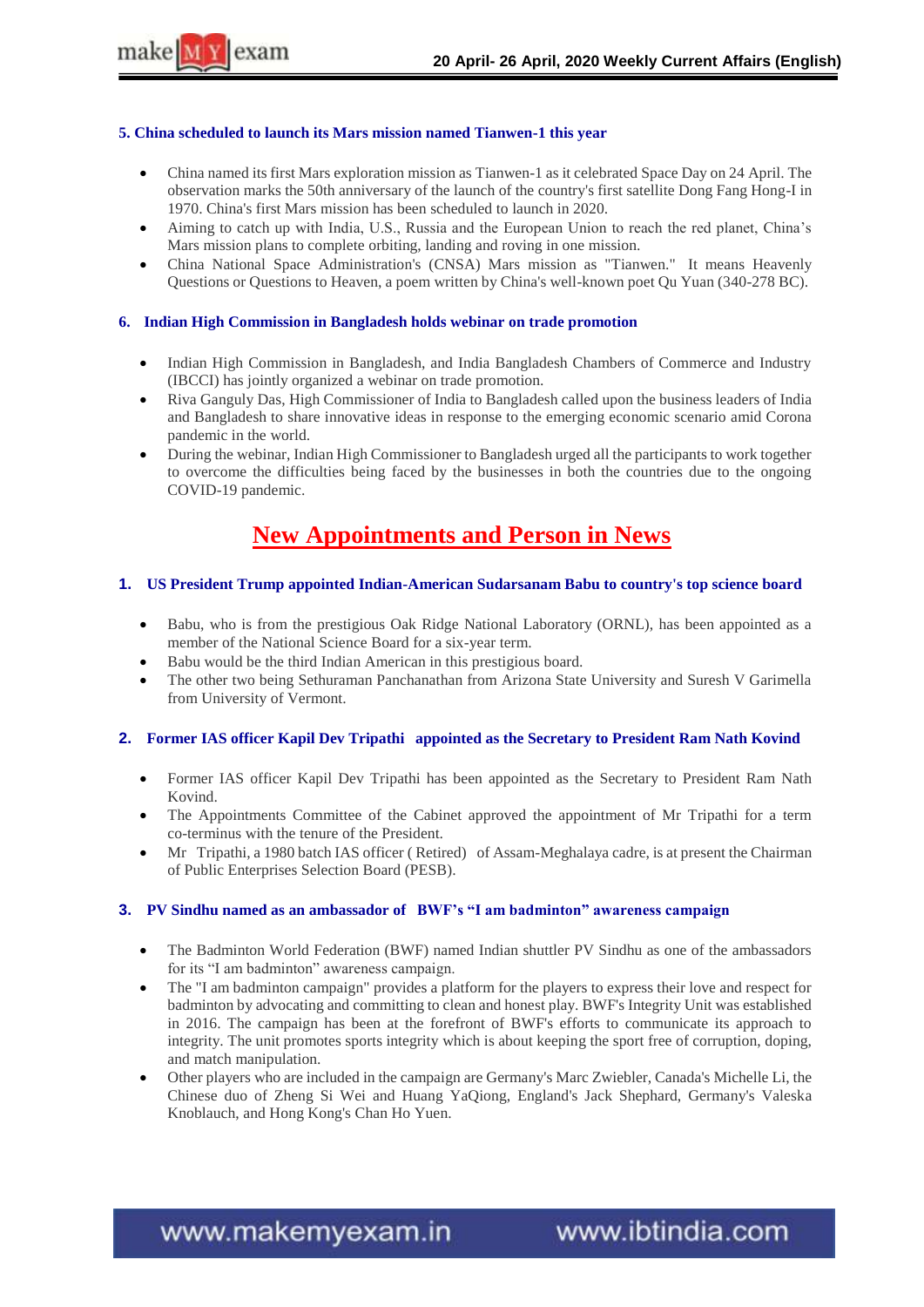### 5. China scheduled to launch its Mars mission named Tianwen-1 this year

- China named its first Mars exploration mission as Tianwen-1 as it celebrated Space Day on 24 April. The observation marks the 50th anniversary of the launch of the country's first satellite Dong Fang Hong-I in 1970. China's first Mars mission has been scheduled to launch in 2020.
- Aiming to catch up with India, U.S., Russia and the European Union to reach the red planet, China's Mars mission plans to complete orbiting, landing and roving in one mission.
- China National Space Administration's (CNSA) Mars mission as "Tianwen." It means Heavenly Questions or Questions to Heaven, a poem written by China's well-known poet Qu Yuan (340-278 BC).

### 6. Indian High Commission in Bangladesh holds webinar on trade promotion

- Indian High Commission in Bangladesh, and India Bangladesh Chambers of Commerce and Industry (IBCCI) has jointly organized a webinar on trade promotion.
- Riva Ganguly Das, High Commissioner of India to Bangladesh called upon the business leaders of India and Bangladesh to share innovative ideas in response to the emerging economic scenario amid Corona pandemic in the world.
- During the webinar, Indian High Commissioner to Bangladesh urged all the participants to work together to overcome the difficulties being faced by the businesses in both the countries due to the ongoing COVID-19 pandemic.

## New Appointments and Person in News

### 1. US President Trump appointed Indian-American Sudarsanam Babu to country's top science board

- Babu, who is from the prestigious Oak Ridge National Laboratory (ORNL), has been appointed as a member of the National Science Board for a six-year term.
- Babu would be the third Indian American in this prestigious board.
- The other two being Sethuraman Panchanathan from Arizona State University and Suresh V Garimella from University of Vermont.

### 2. Former IAS officer Kapil Dev Tripathi appointed as the Secretary to President Ram Nath Kovind

- Former IAS officer Kapil Dev Tripathi has been appointed as the Secretary to President Ram Nath Kovind.
- The Appointments Committee of the Cabinet approved the appointment of Mr Tripathi for a term co-terminus with the tenure of the President.
- Mr Tripathi, a 1980 batch IAS officer ( Retired) of Assam-Meghalaya cadre, is at present the Chairman of Public Enterprises Selection Board (PESB).

### 3. PV Sindhu named as an ambassador of BWF's "I am badminton" awareness campaign

- The Badminton World Federation (BWF) named Indian shuttler PV Sindhu as one of the ambassadors for its "I am badminton" awareness campaign.
- The "I am badminton campaign" provides a platform for the players to express their love and respect for badminton by advocating and committing to clean and honest play. BWF's Integrity Unit was established in 2016. The campaign has been at the forefront of BWF's efforts to communicate its approach to integrity. The unit promotes sports integrity which is about keeping the sport free of corruption, doping, and match manipulation.
- Other players who are included in the campaign are Germany's Marc Zwiebler, Canada's Michelle Li, the Chinese duo of Zheng Si Wei and Huang YaQiong, England's Jack Shephard, Germany's Valeska Knoblauch, and Hong Kong's Chan Ho Yuen.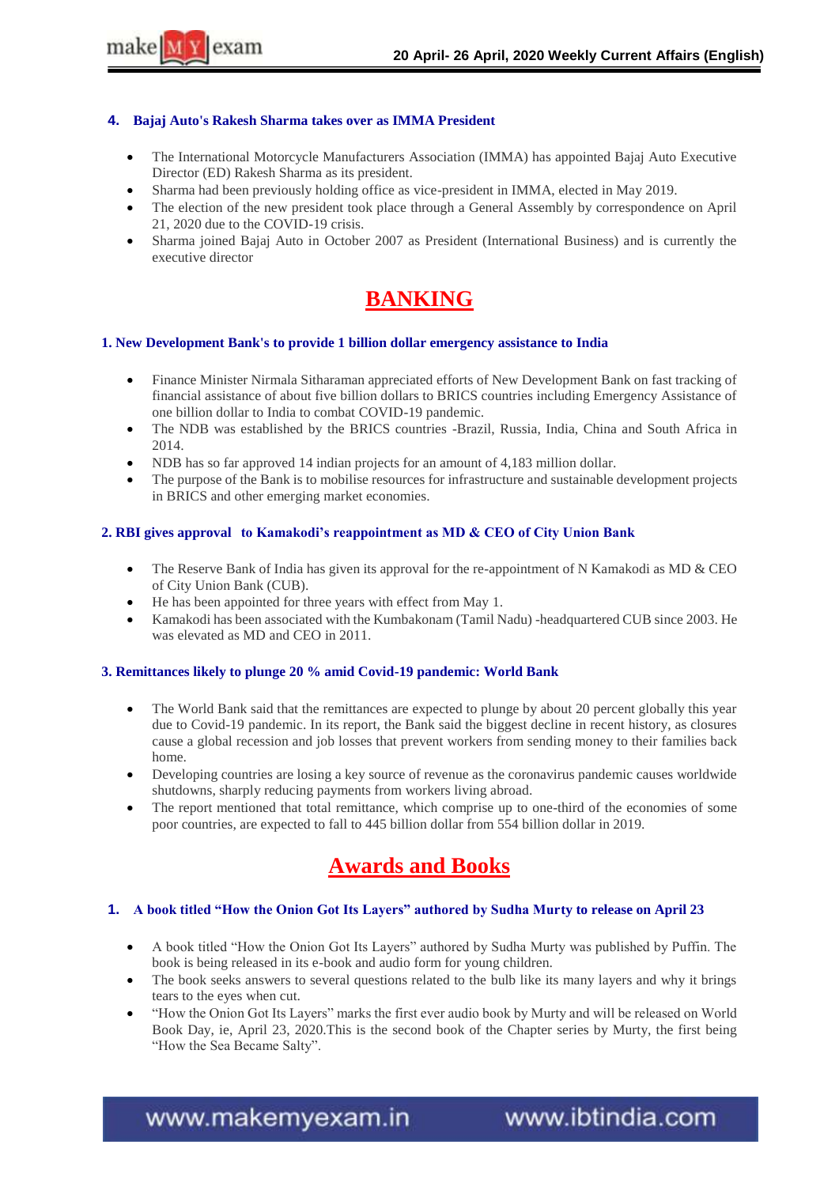### 4. Bajaj Auto's Rakesh Sharma takes over as IMMA President

- The International Motorcycle Manufacturers Association (IMMA) has appointed Bajaj Auto Executive Director (ED) Rakesh Sharma as its president.
- Sharma had been previously holding office as vice-president in IMMA, elected in May 2019.
- The election of the new president took place through a General Assembly by correspondence on April 21, 2020 due to the COVID-19 crisis.
- Sharma joined Bajaj Auto in October 2007 as President (International Business) and is currently the executive director

## BANKING

### 1. New Development Bank's to provide 1 billion dollar emergency assistance to India

- Finance Minister Nirmala Sitharaman appreciated efforts of New Development Bank on fast tracking of financial assistance of about five billion dollars to BRICS countries including Emergency Assistance of one billion dollar to India to combat COVID-19 pandemic.
- The NDB was established by the BRICS countries -Brazil, Russia, India, China and South Africa in 2014.
- NDB has so far approved 14 indian projects for an amount of 4,183 million dollar.
- The purpose of the Bank is to mobilise resources for infrastructure and sustainable development projects in BRICS and other emerging market economies.

### 2. RBI gives approval to Kamakodi's reappointment as MD & CEO of City Union Bank

- The Reserve Bank of India has given its approval for the re-appointment of N Kamakodi as MD & CEO of City Union Bank (CUB).
- He has been appointed for three years with effect from May 1.
- Kamakodi has been associated with the Kumbakonam (Tamil Nadu) -headquartered CUB since 2003. He was elevated as MD and CEO in 2011.

### 3. Remittances likely to plunge 20 % amid Covid-19 pandemic: World Bank

- The World Bank said that the remittances are expected to plunge by about 20 percent globally this year due to Covid-19 pandemic. In its report, the Bank said the biggest decline in recent history, as closures cause a global recession and job losses that prevent workers from sending money to their families back home.
- Developing countries are losing a key source of revenue as the coronavirus pandemic causes worldwide shutdowns, sharply reducing payments from workers living abroad.
- The report mentioned that total remittance, which comprise up to one-third of the economies of some poor countries, are expected to fall to 445 billion dollar from 554 billion dollar in 2019.

## Awards and Books

### 1. A book titled "How the Onion Got Its Layers" authored by Sudha Murty to release on April 23

- A book titled "How the Onion Got Its Layers" authored by Sudha Murty was published by Puffin. The book is being released in its e-book and audio form for young children.
- The book seeks answers to several questions related to the bulb like its many layers and why it brings tears to the eyes when cut.
- "How the Onion Got Its Layers" marks the first ever audio book by Murty and will be released on World Book Day, ie, April 23, 2020.This is the second book of the Chapter series by Murty, the first being "How the Sea Became Salty".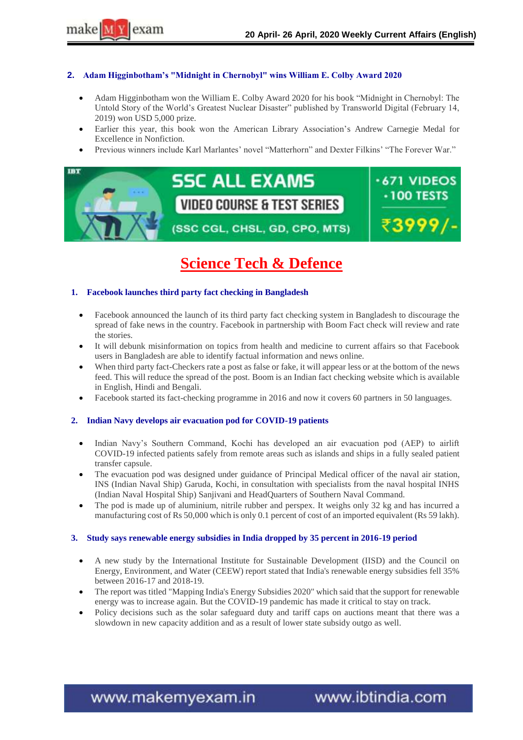### 2. Adam Higginbotham's "Midnight in Chernobyl" wins William E. Colby Award 2020

- Adam Higginbotham won the William E. Colby Award 2020 for his book "Midnight in Chernobyl: The Untold Story of the World's Greatest Nuclear Disaster" published by Transworld Digital (February 14, 2019) won USD 5,000 prize.
- Earlier this year, this book won the American Library Association's Andrew Carnegie Medal for Excellence in Nonfiction.
- Previous winners include Karl Marlantes' novel "Matterhorn" and Dexter Filkins' "The Forever War."

## Science Tech & Defence

### 1. Facebook launches third party fact checking in Bangladesh

- Facebook announced the launch of its third party fact checking system in Bangladesh to discourage the spread of fake news in the country. Facebook in partnership with Boom Fact check will review and rate the stories.
- It will debunk misinformation on topics from health and medicine to current affairs so that Facebook users in Bangladesh are able to identify factual information and news online.
- When third party fact-Checkers rate a post as false or fake, it will appear less or at the bottom of the news feed. This will reduce the spread of the post. Boom is an Indian fact checking website which is available in English, Hindi and Bengali.
- Facebook started its fact-checking programme in 2016 and now it covers 60 partners in 50 languages.

### 2. Indian Navy develops air evacuation pod for COVID-19 patients

- Indian Navy's Southern Command, Kochi has developed an air evacuation pod (AEP) to airlift COVID-19 infected patients safely from remote areas such as islands and ships in a fully sealed patient transfer capsule.
- The evacuation pod was designed under guidance of Principal Medical officer of the naval air station, INS (Indian Naval Ship) Garuda, Kochi, in consultation with specialists from the naval hospital INHS (Indian Naval Hospital Ship) Sanjivani and HeadQuarters of Southern Naval Command.
- The pod is made up of aluminium, nitrile rubber and perspex. It weighs only 32 kg and has incurred a manufacturing cost of Rs 50,000 which is only 0.1 percent of cost of an imported equivalent (Rs 59 lakh).

### 3. Study says renewable energy subsidies in India dropped by 35 percent in 2016-19 period

- A new study by the International Institute for Sustainable Development (IISD) and the Council on Energy, Environment, and Water (CEEW) report stated that India's renewable energy subsidies fell 35% between 2016-17 and 2018-19.
- The report was titled "Mapping India's Energy Subsidies 2020" which said that the support for renewable energy was to increase again. But the COVID-19 pandemic has made it critical to stay on track.
- Policy decisions such as the solar safeguard duty and tariff caps on auctions meant that there was a slowdown in new capacity addition and as a result of lower state subsidy outgo as well.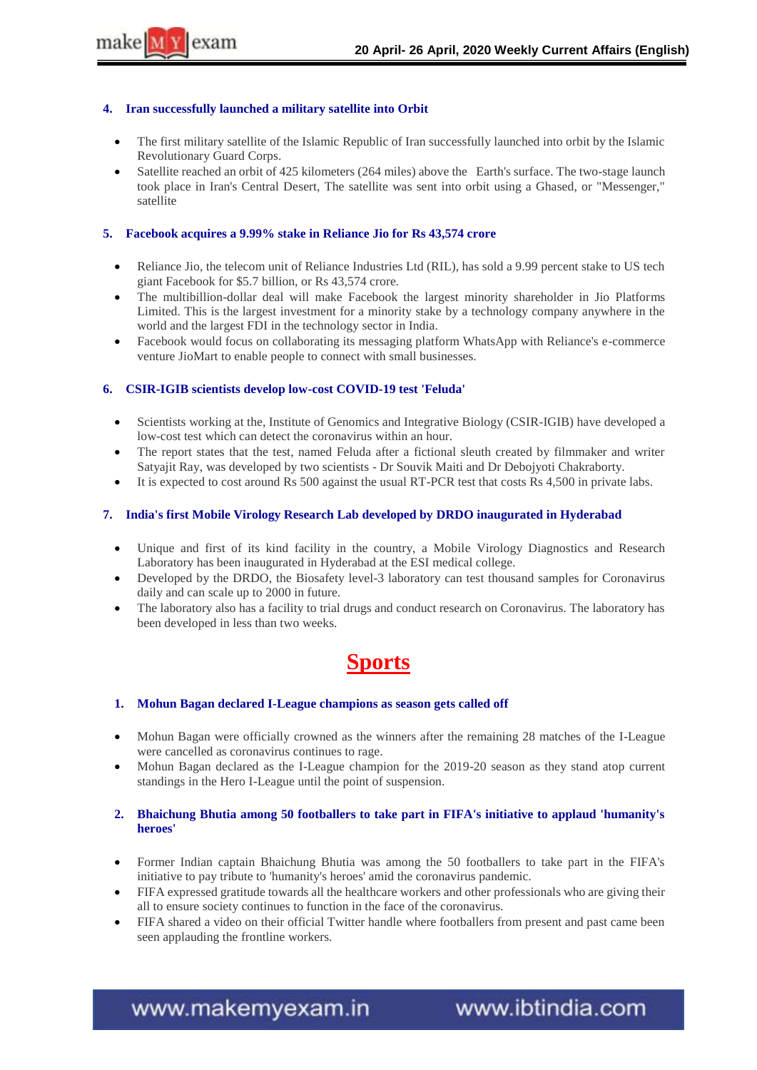### 4. Iran successfully launched a military satellite into Orbit

- The first military satellite of the Islamic Republic of Iran successfully launched into orbit by the Islamic Revolutionary Guard Corps.
- Satellite reached an orbit of 425 kilometers (264 miles) above the Earth's surface. The two-stage launch took place in Iran's Central Desert, The satellite was sent into orbit using a Ghased, or "Messenger," satellite

### 5. Facebook acquires a 9.99% stake in Reliance Jio for Rs 43,574 crore

- Reliance Jio, the telecom unit of Reliance Industries Ltd (RIL), has sold a 9.99 percent stake to US tech giant Facebook for $5.7 billion, or Rs 43,574 crore.
- The multibillion-dollar deal will make Facebook the largest minority shareholder in Jio Platforms Limited. This is the largest investment for a minority stake by a technology company anywhere in the world and the largest FDI in the technology sector in India.
- Facebook would focus on collaborating its messaging platform WhatsApp with Reliance's e-commerce venture JioMart to enable people to connect with small businesses.

### 6. CSIR-IGIB scientists develop low-cost COVID-19 test 'Feluda'

- Scientists working at the, Institute of Genomics and Integrative Biology (CSIR-IGIB) have developed a low-cost test which can detect the coronavirus within an hour.
- The report states that the test, named Feluda after a fictional sleuth created by filmmaker and writer Satyajit Ray, was developed by two scientists - Dr Souvik Maiti and Dr Debojyoti Chakraborty.
- It is expected to cost around Rs 500 against the usual RT-PCR test that costs Rs 4,500 in private labs.

### 7. India's first Mobile Virology Research Lab developed by DRDO inaugurated in Hyderabad

- Unique and first of its kind facility in the country, a Mobile Virology Diagnostics and Research Laboratory has been inaugurated in Hyderabad at the ESI medical college.
- Developed by the DRDO, the Biosafety level-3 laboratory can test thousand samples for Coronavirus daily and can scale up to 2000 in future.
- The laboratory also has a facility to trial drugs and conduct research on Coronavirus. The laboratory has been developed in less than two weeks.

# Sports

### 1. Mohun Bagan declared I-League champions as season gets called off

- Mohun Bagan were officially crowned as the winners after the remaining 28 matches of the I-League were cancelled as coronavirus continues to rage.
- Mohun Bagan declared as the I-League champion for the 2019-20 season as they stand atop current standings in the Hero I-League until the point of suspension.

### 2. Bhaichung Bhutia among 50 footballers to take part in FIFA's initiative to applaud 'humanity's heroes'

- Former Indian captain Bhaichung Bhutia was among the 50 footballers to take part in the FIFA's initiative to pay tribute to 'humanity's heroes' amid the coronavirus pandemic.
- FIFA expressed gratitude towards all the healthcare workers and other professionals who are giving their all to ensure society continues to function in the face of the coronavirus.
- FIFA shared a video on their official Twitter handle where footballers from present and past came been seen applauding the frontline workers.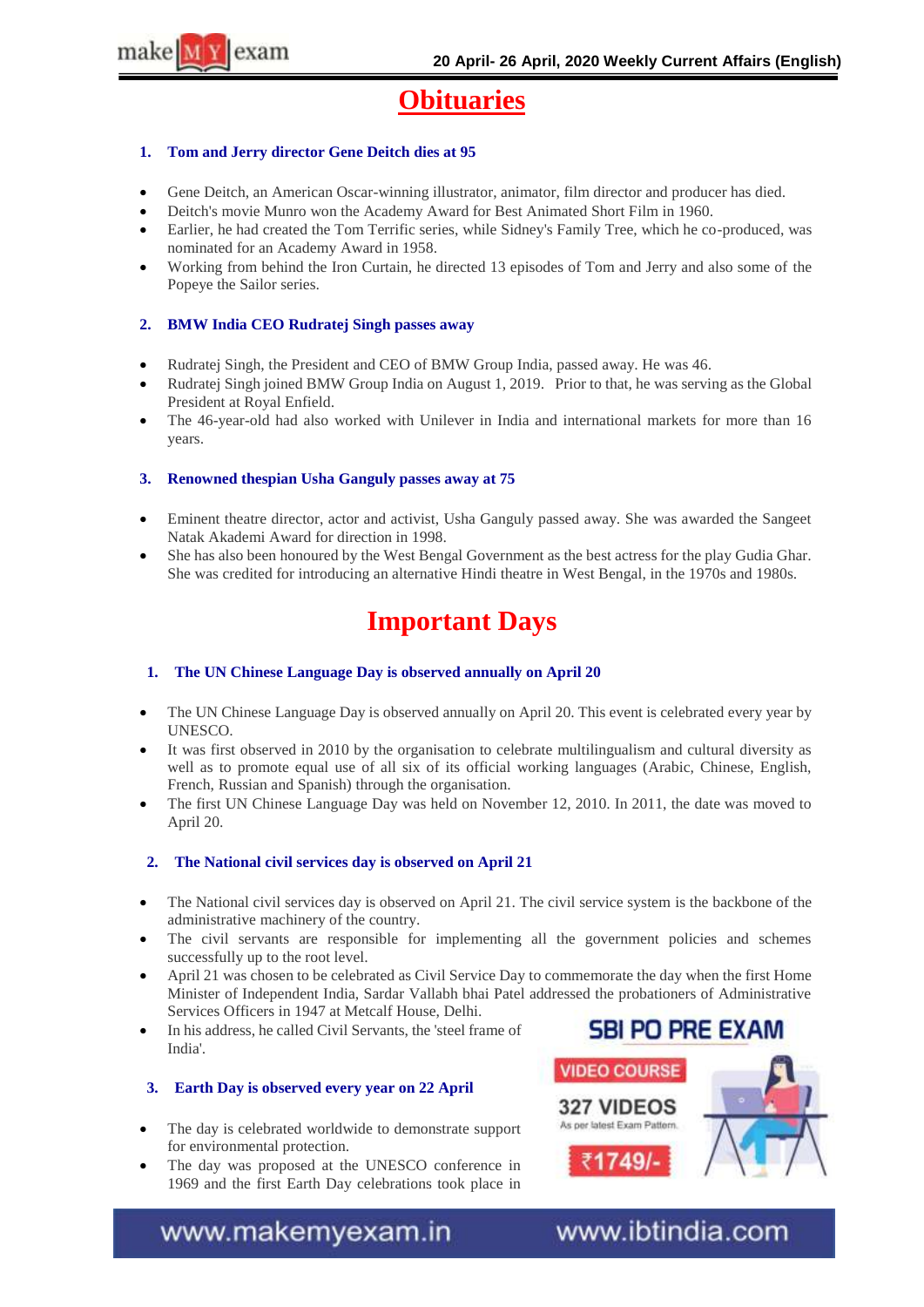# Obituaries

### 1. Tom and Jerry director Gene Deitch dies at 95

- Gene Deitch, an American Oscar-winning illustrator, animator, film director and producer has died.
- Deitch's movie Munro won the Academy Award for Best Animated Short Film in 1960.
- Earlier, he had created the Tom Terrific series, while Sidney's Family Tree, which he co-produced, was nominated for an Academy Award in 1958.
- Working from behind the Iron Curtain, he directed 13 episodes of Tom and Jerry and also some of the Popeye the Sailor series.

### 2. BMW India CEO Rudratej Singh passes away

- Rudratej Singh, the President and CEO of BMW Group India, passed away. He was 46.
- Rudratej Singh joined BMW Group India on August 1, 2019. Prior to that, he was serving as the Global President at Royal Enfield.
- The 46-year-old had also worked with Unilever in India and international markets for more than 16 years.

### 3. Renowned thespian Usha Ganguly passes away at 75

- Eminent theatre director, actor and activist, Usha Ganguly passed away. She was awarded the Sangeet Natak Akademi Award for direction in 1998.
- She has also been honoured by the West Bengal Government as the best actress for the play Gudia Ghar. She was credited for introducing an alternative Hindi theatre in West Bengal, in the 1970s and 1980s.

# Important Days

### 1. The UN Chinese Language Day is observed annually on April 20

- The UN Chinese Language Day is observed annually on April 20. This event is celebrated every year by UNESCO.
- It was first observed in 2010 by the organisation to celebrate multilingualism and cultural diversity as well as to promote equal use of all six of its official working languages (Arabic, Chinese, English, French, Russian and Spanish) through the organisation.
- The first UN Chinese Language Day was held on November 12, 2010. In 2011, the date was moved to April 20.

### 2. The National civil services day is observed on April 21

- The National civil services day is observed on April 21. The civil service system is the backbone of the administrative machinery of the country.
- The civil servants are responsible for implementing all the government policies and schemes successfully up to the root level.
- April 21 was chosen to be celebrated as Civil Service Day to commemorate the day when the first Home Minister of Independent India, Sardar Vallabh bhai Patel addressed the probationers of Administrative Services Officers in 1947 at Metcalf House, Delhi.
- In his address, he called Civil Servants, the 'steel frame of India'.

### 3. Earth Day is observed every year on 22 April

- The day is celebrated worldwide to demonstrate support for environmental protection.
- The day was proposed at the UNESCO conference in 1969 and the first Earth Day celebrations took place in

SBI PO PRE EXAM
VIDEO COURSE
327 VIDEOS
As per latest Exam Pattern
₹1749/-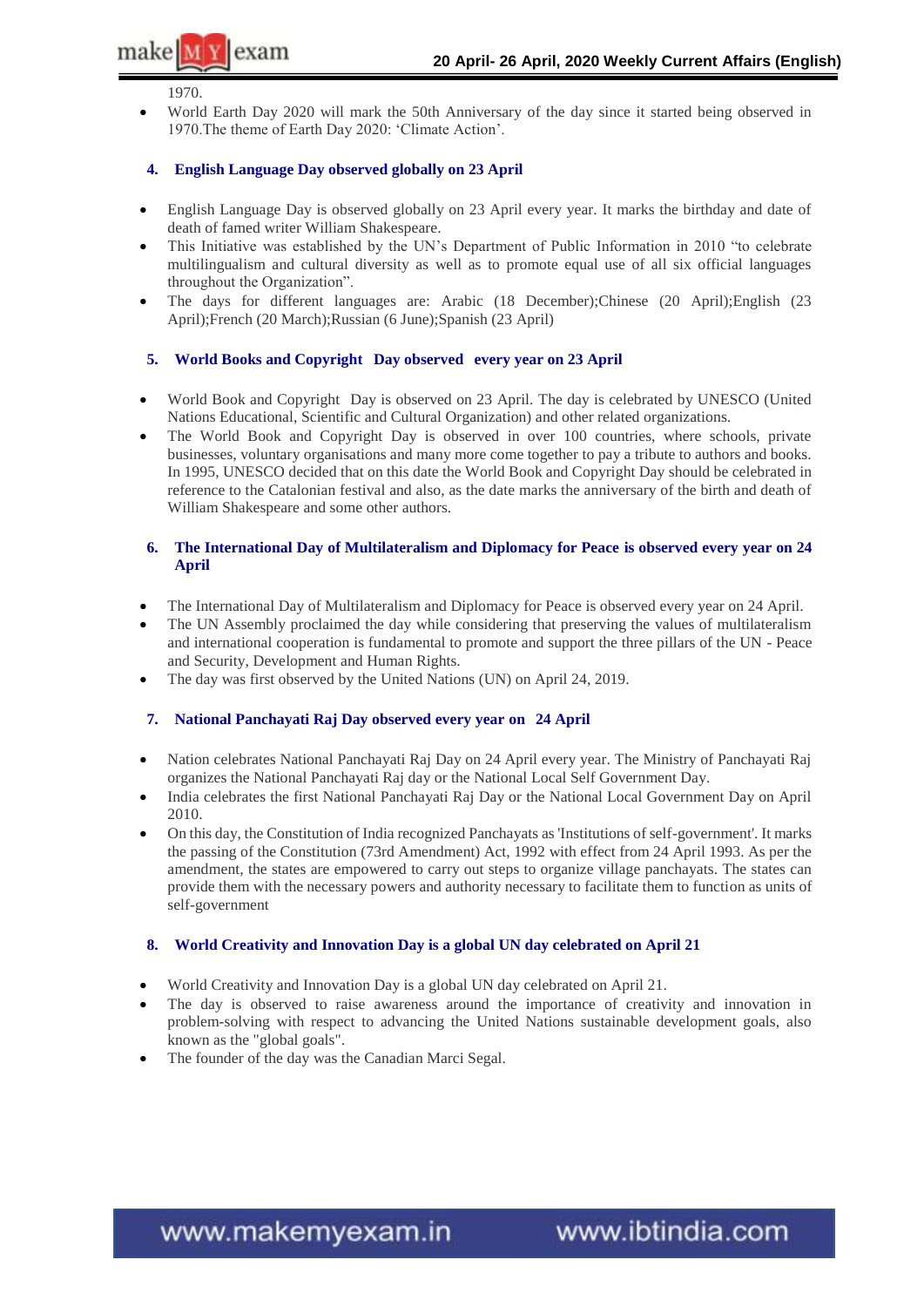1970.

- World Earth Day 2020 will mark the 50th Anniversary of the day since it started being observed in 1970.The theme of Earth Day 2020: 'Climate Action'.

### 4. English Language Day observed globally on 23 April

- English Language Day is observed globally on 23 April every year. It marks the birthday and date of death of famed writer William Shakespeare.
- This Initiative was established by the UN's Department of Public Information in 2010 "to celebrate multilingualism and cultural diversity as well as to promote equal use of all six official languages throughout the Organization".
- The days for different languages are: Arabic (18 December);Chinese (20 April);English (23 April);French (20 March);Russian (6 June);Spanish (23 April)

### 5. World Books and Copyright Day observed every year on 23 April

- World Book and Copyright Day is observed on 23 April. The day is celebrated by UNESCO (United Nations Educational, Scientific and Cultural Organization) and other related organizations.
- The World Book and Copyright Day is observed in over 100 countries, where schools, private businesses, voluntary organisations and many more come together to pay a tribute to authors and books. In 1995, UNESCO decided that on this date the World Book and Copyright Day should be celebrated in reference to the Catalonian festival and also, as the date marks the anniversary of the birth and death of William Shakespeare and some other authors.

### 6. The International Day of Multilateralism and Diplomacy for Peace is observed every year on 24 April

- The International Day of Multilateralism and Diplomacy for Peace is observed every year on 24 April.
- The UN Assembly proclaimed the day while considering that preserving the values of multilateralism and international cooperation is fundamental to promote and support the three pillars of the UN - Peace and Security, Development and Human Rights.
- The day was first observed by the United Nations (UN) on April 24, 2019.

### 7. National Panchayati Raj Day observed every year on 24 April

- Nation celebrates National Panchayati Raj Day on 24 April every year. The Ministry of Panchayati Raj organizes the National Panchayati Raj day or the National Local Self Government Day.
- India celebrates the first National Panchayati Raj Day or the National Local Government Day on April 2010.
- On this day, the Constitution of India recognized Panchayats as 'Institutions of self-government'. It marks the passing of the Constitution (73rd Amendment) Act, 1992 with effect from 24 April 1993. As per the amendment, the states are empowered to carry out steps to organize village panchayats. The states can provide them with the necessary powers and authority necessary to facilitate them to function as units of self-government

### 8. World Creativity and Innovation Day is a global UN day celebrated on April 21

- World Creativity and Innovation Day is a global UN day celebrated on April 21.
- The day is observed to raise awareness around the importance of creativity and innovation in problem-solving with respect to advancing the United Nations sustainable development goals, also known as the "global goals".
- The founder of the day was the Canadian Marci Segal.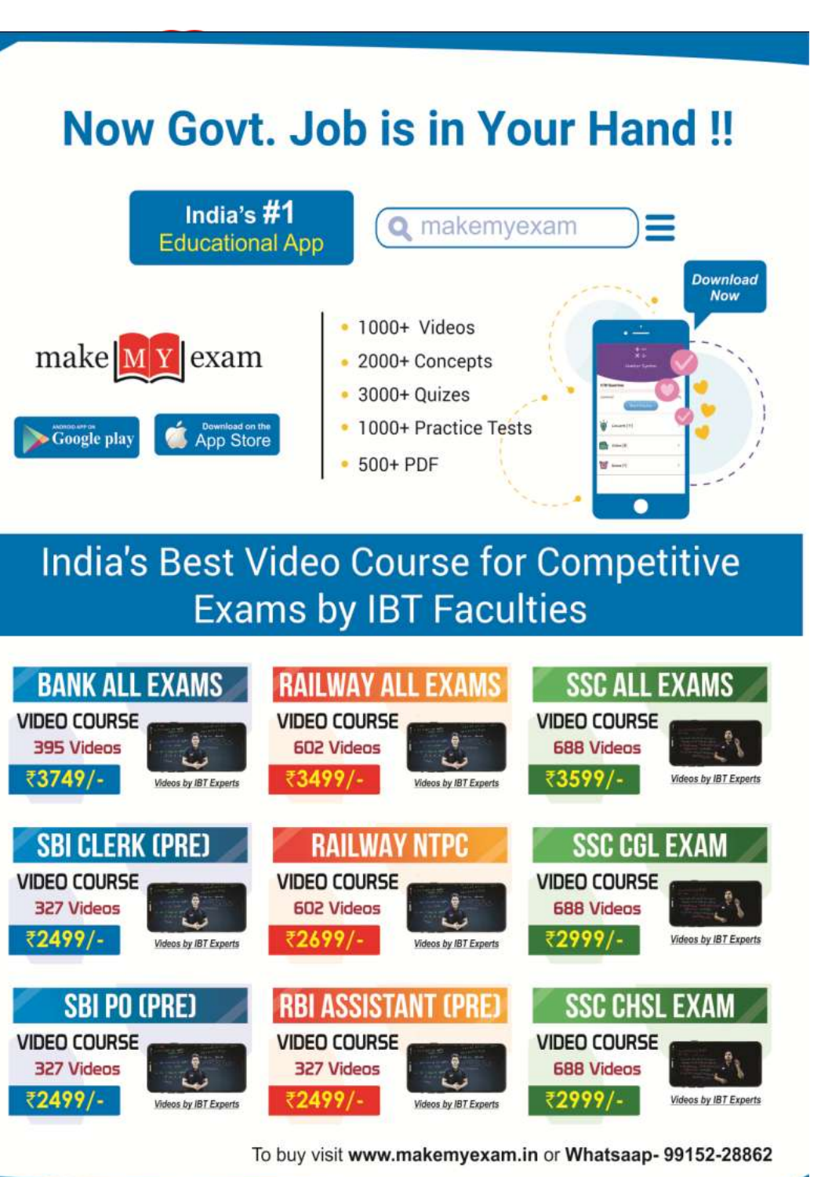# Now Govt. Job is in Your Hand !!

**India's #1 Educational App**

makemyexam

Download Now

make MY exam

Google play | Download on the App Store

- 1000+ Videos
- 2000+ Concepts
- 3000+ Quizes
- 1000+ Practice Tests
- 500+ PDF

## India's Best Video Course for Competitive Exams by IBT Faculties

| | | |
|---|---|---|
| **BANK ALL EXAMS** VIDEO COURSE 395 Videos ₹3749/- Videos by IBT Experts | **RAILWAY ALL EXAMS** VIDEO COURSE 602 Videos ₹3499/- Videos by IBT Experts | **SSC ALL EXAMS** VIDEO COURSE 688 Videos ₹3599/- Videos by IBT Experts |
| **SBI CLERK (PRE)** VIDEO COURSE 327 Videos ₹2499/- Videos by IBT Experts | **RAILWAY NTPC** VIDEO COURSE 602 Videos ₹2699/- Videos by IBT Experts | **SSC CGL EXAM** VIDEO COURSE 688 Videos ₹2999/- Videos by IBT Experts |
| **SBI PO (PRE)** VIDEO COURSE 327 Videos ₹2499/- Videos by IBT Experts | **RBI ASSISTANT (PRE)** VIDEO COURSE 327 Videos ₹2499/- Videos by IBT Experts | **SSC CHSL EXAM** VIDEO COURSE 688 Videos ₹2999/- Videos by IBT Experts |

To buy visit **www.makemyexam.in** or **Whatsaap- 99152-28862**